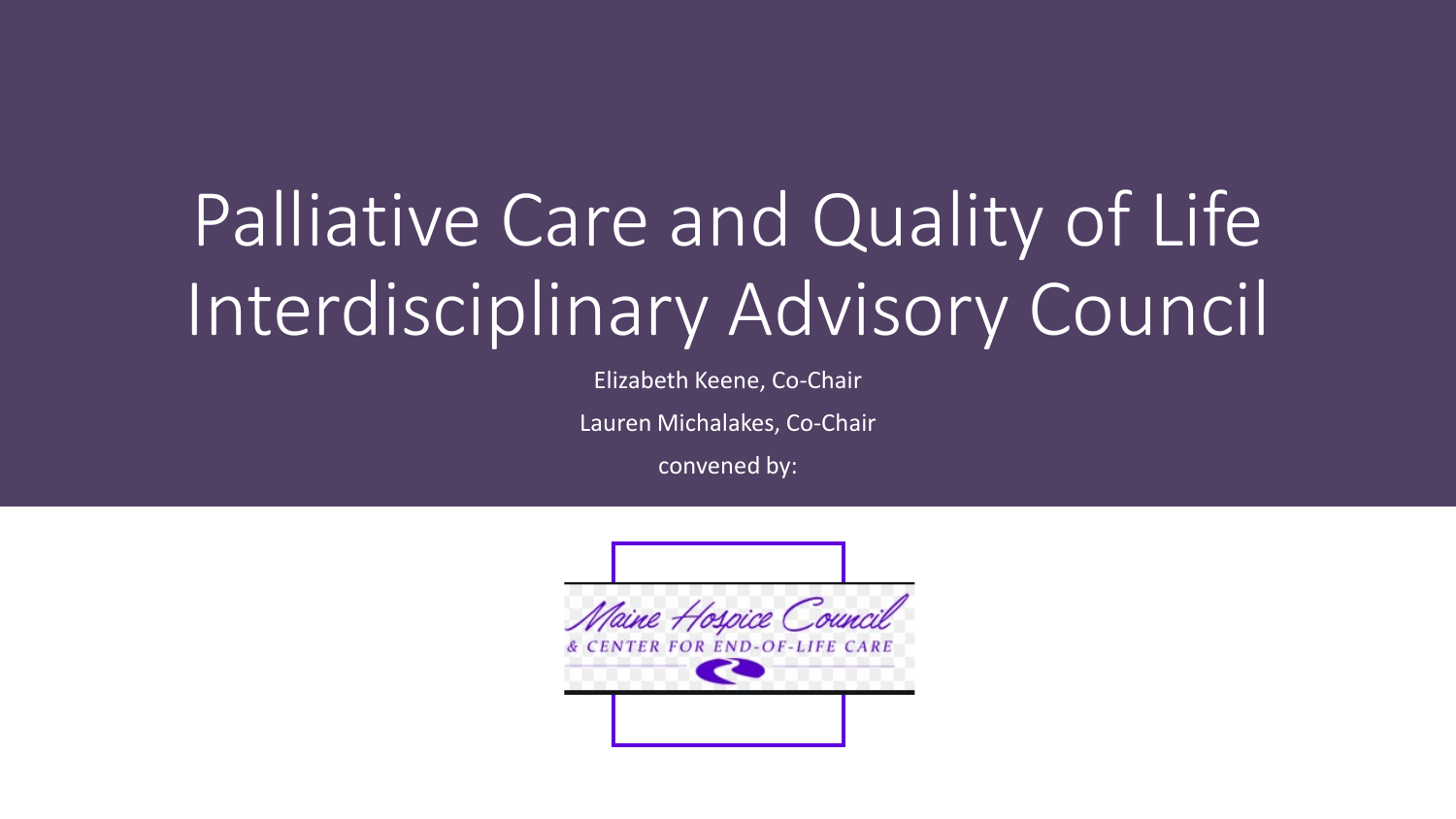# Palliative Care and Quality of Life Interdisciplinary Advisory Council

Elizabeth Keene, Co-Chair

Lauren Michalakes, Co-Chair

convened by:

Maine Hospice Council
& CENTER FOR END-OF-LIFE CARE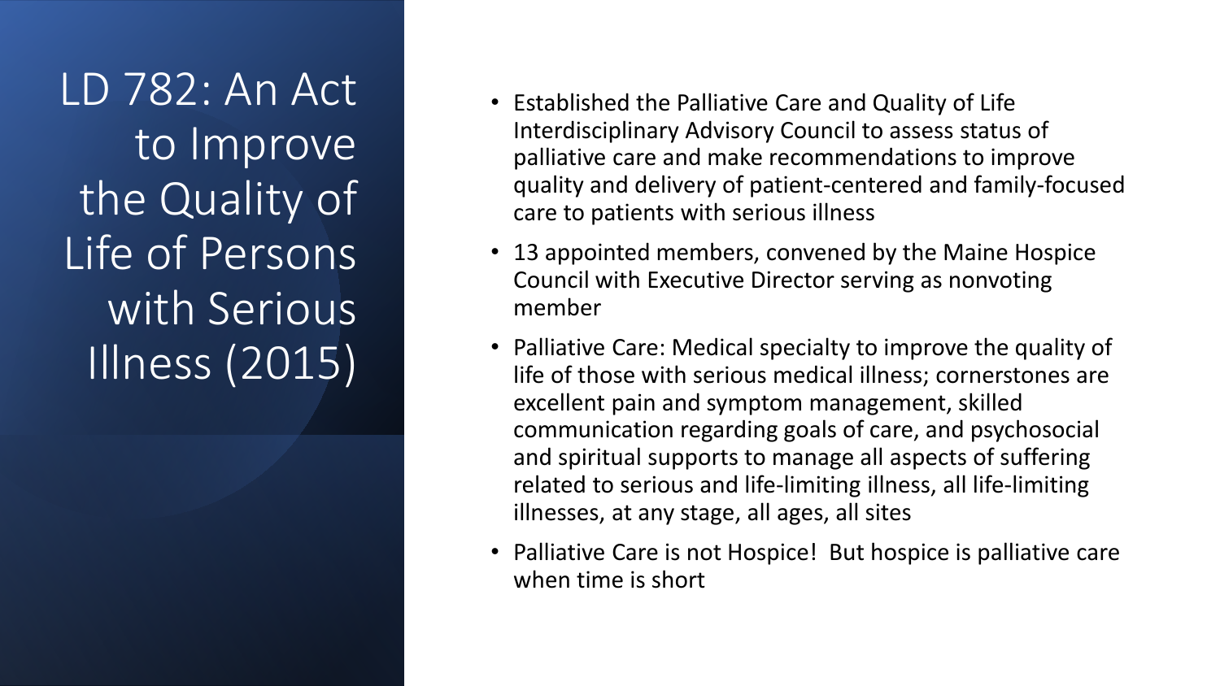# LD 782: An Act to Improve the Quality of Life of Persons with Serious Illness (2015)

- Established the Palliative Care and Quality of Life Interdisciplinary Advisory Council to assess status of palliative care and make recommendations to improve quality and delivery of patient-centered and family-focused care to patients with serious illness
- 13 appointed members, convened by the Maine Hospice Council with Executive Director serving as nonvoting member
- Palliative Care: Medical specialty to improve the quality of life of those with serious medical illness; cornerstones are excellent pain and symptom management, skilled communication regarding goals of care, and psychosocial and spiritual supports to manage all aspects of suffering related to serious and life-limiting illness, all life-limiting illnesses, at any stage, all ages, all sites
- Palliative Care is not Hospice! But hospice is palliative care when time is short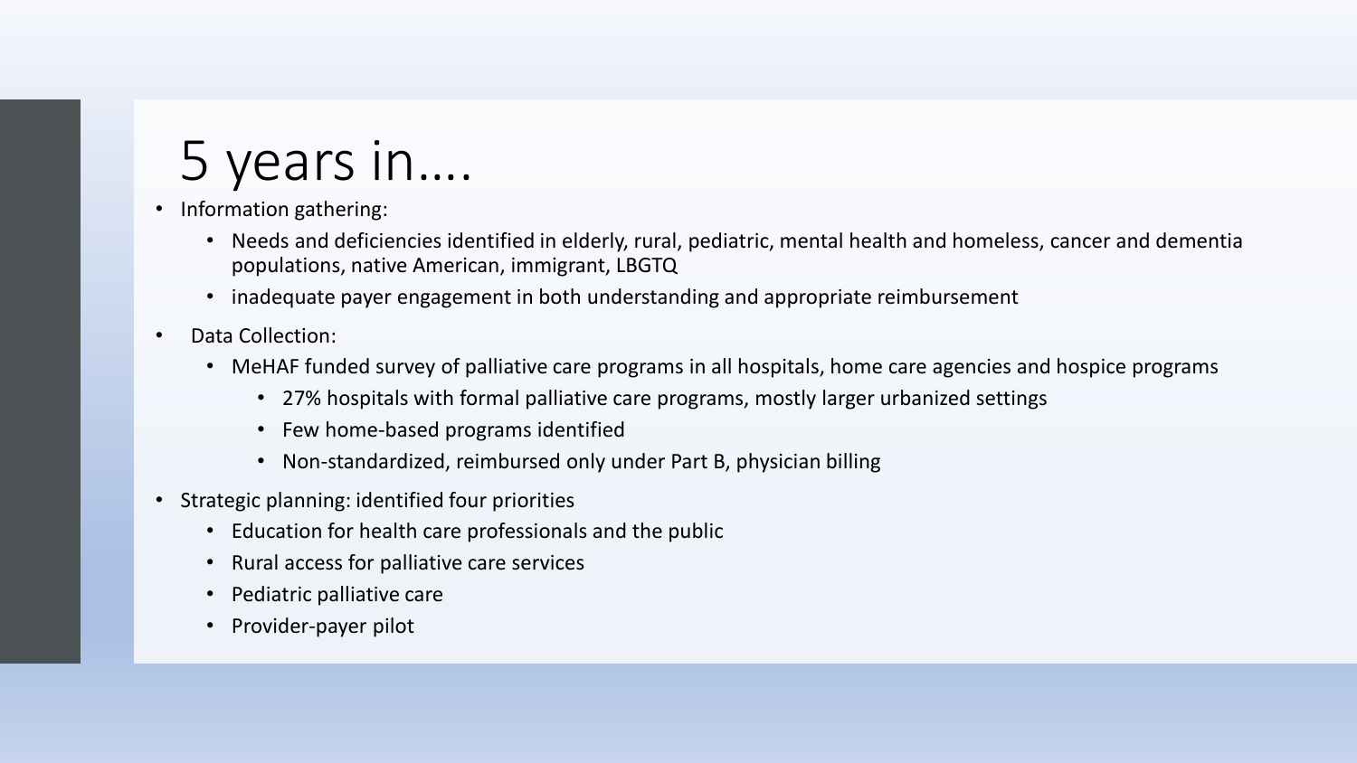# 5 years in….

- Information gathering:
  - Needs and deficiencies identified in elderly, rural, pediatric, mental health and homeless, cancer and dementia populations, native American, immigrant, LBGTQ
  - inadequate payer engagement in both understanding and appropriate reimbursement
- Data Collection:
  - MeHAF funded survey of palliative care programs in all hospitals, home care agencies and hospice programs
    - 27% hospitals with formal palliative care programs, mostly larger urbanized settings
    - Few home-based programs identified
    - Non-standardized, reimbursed only under Part B, physician billing
- Strategic planning: identified four priorities
  - Education for health care professionals and the public
  - Rural access for palliative care services
  - Pediatric palliative care
  - Provider-payer pilot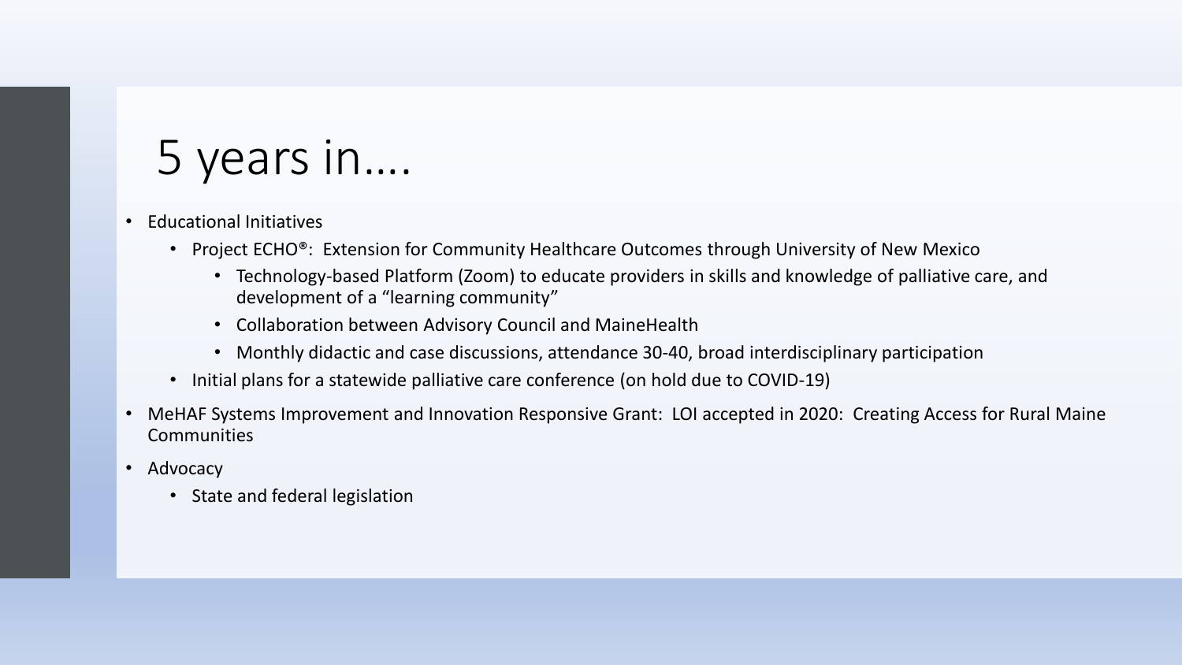# 5 years in….

- Educational Initiatives
  - Project ECHO®: Extension for Community Healthcare Outcomes through University of New Mexico
    - Technology-based Platform (Zoom) to educate providers in skills and knowledge of palliative care, and development of a "learning community"
    - Collaboration between Advisory Council and MaineHealth
    - Monthly didactic and case discussions, attendance 30-40, broad interdisciplinary participation
  - Initial plans for a statewide palliative care conference (on hold due to COVID-19)
- MeHAF Systems Improvement and Innovation Responsive Grant: LOI accepted in 2020: Creating Access for Rural Maine Communities
- Advocacy
  - State and federal legislation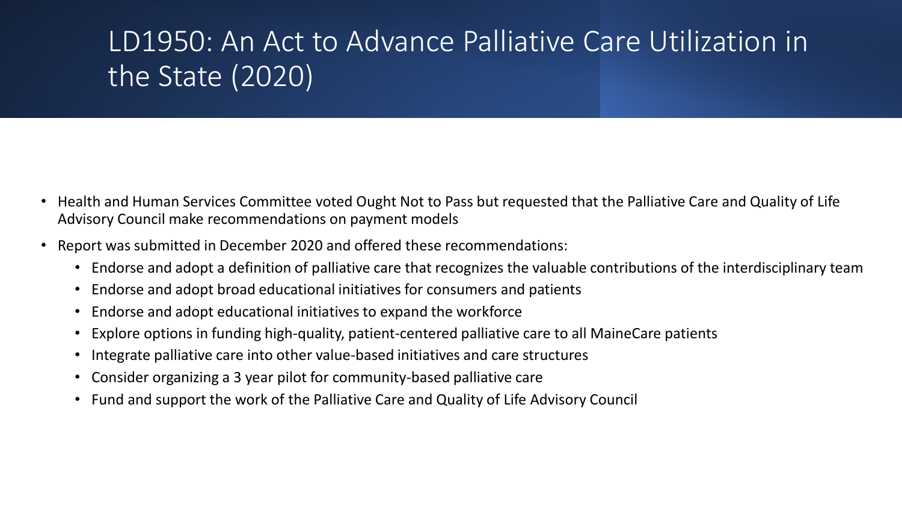# LD1950: An Act to Advance Palliative Care Utilization in the State (2020)

- Health and Human Services Committee voted Ought Not to Pass but requested that the Palliative Care and Quality of Life Advisory Council make recommendations on payment models
- Report was submitted in December 2020 and offered these recommendations:
  - Endorse and adopt a definition of palliative care that recognizes the valuable contributions of the interdisciplinary team
  - Endorse and adopt broad educational initiatives for consumers and patients
  - Endorse and adopt educational initiatives to expand the workforce
  - Explore options in funding high-quality, patient-centered palliative care to all MaineCare patients
  - Integrate palliative care into other value-based initiatives and care structures
  - Consider organizing a 3 year pilot for community-based palliative care
  - Fund and support the work of the Palliative Care and Quality of Life Advisory Council